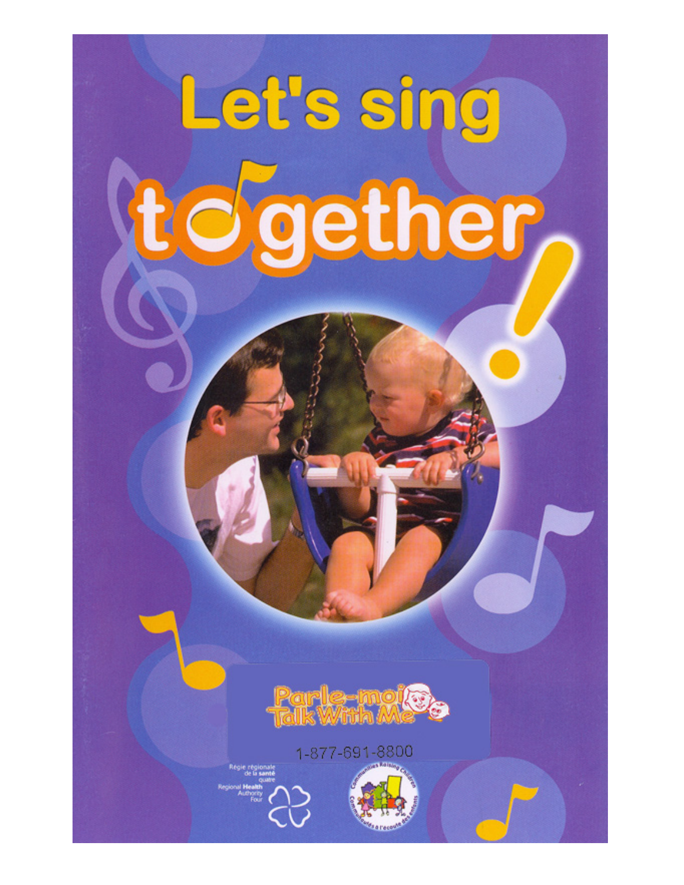# Let's sing together!

Parle-moi
Talk With Me

1-877-691-8800

Régie régionale de la santé quatre
Regional Health Authority Four

Communities Raising Children
Communautés à l'écoute des enfants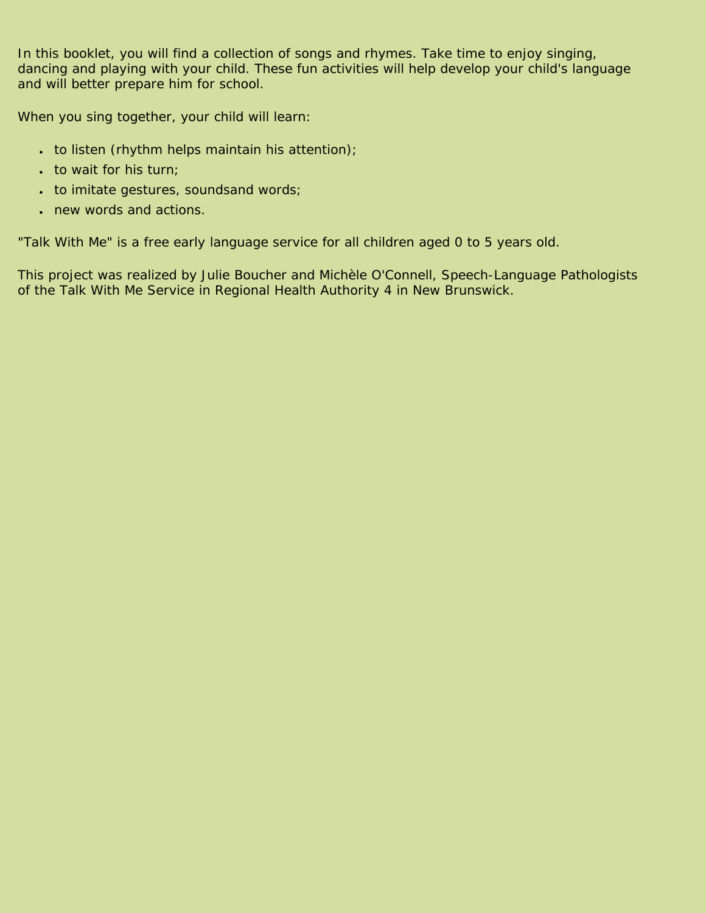In this booklet, you will find a collection of songs and rhymes. Take time to enjoy singing, dancing and playing with your child. These fun activities will help develop your child's language and will better prepare him for school.

When you sing together, your child will learn:

- to listen (rhythm helps maintain his attention);
- to wait for his turn;
- to imitate gestures, soundsand words;
- new words and actions.

"Talk With Me" is a free early language service for all children aged 0 to 5 years old.

This project was realized by Julie Boucher and Michèle O'Connell, Speech-Language Pathologists of the Talk With Me Service in Regional Health Authority 4 in New Brunswick.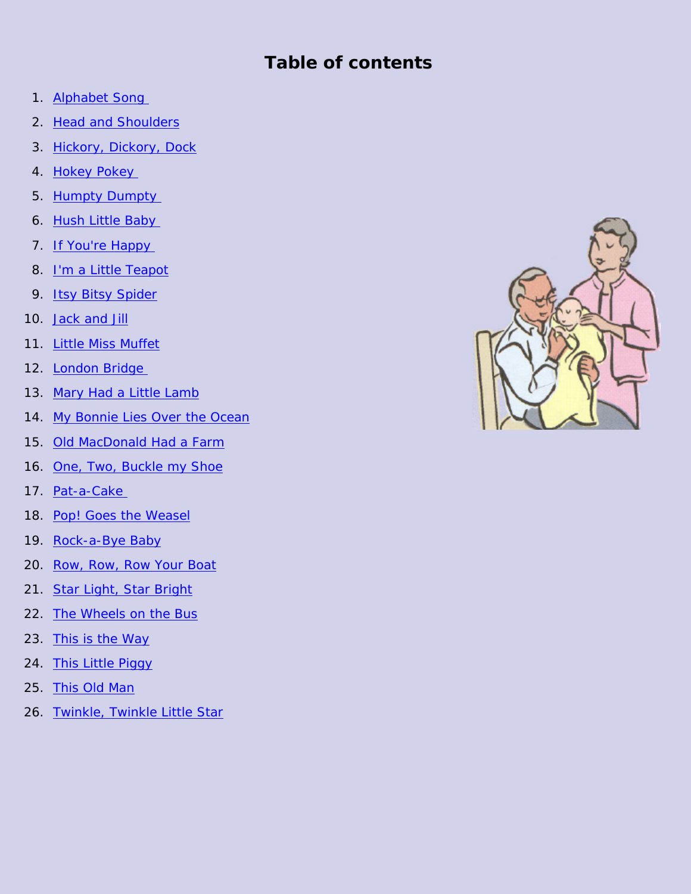# Table of contents

1. Alphabet Song
2. Head and Shoulders
3. Hickory, Dickory, Dock
4. Hokey Pokey
5. Humpty Dumpty
6. Hush Little Baby
7. If You're Happy
8. I'm a Little Teapot
9. Itsy Bitsy Spider
10. Jack and Jill
11. Little Miss Muffet
12. London Bridge
13. Mary Had a Little Lamb
14. My Bonnie Lies Over the Ocean
15. Old MacDonald Had a Farm
16. One, Two, Buckle my Shoe
17. Pat-a-Cake
18. Pop! Goes the Weasel
19. Rock-a-Bye Baby
20. Row, Row, Row Your Boat
21. Star Light, Star Bright
22. The Wheels on the Bus
23. This is the Way
24. This Little Piggy
25. This Old Man
26. Twinkle, Twinkle Little Star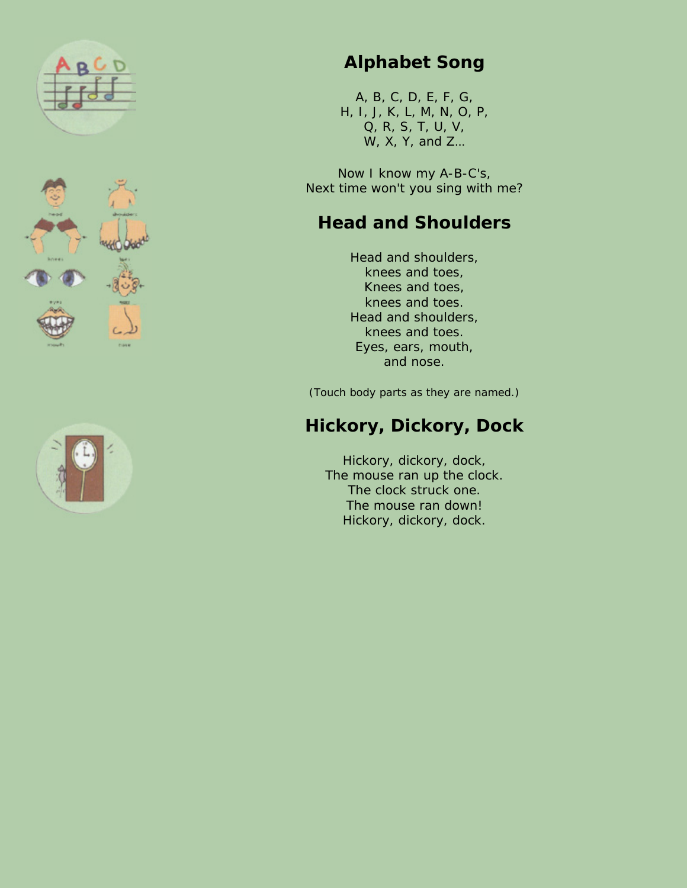## Alphabet Song

A, B, C, D, E, F, G,
H, I, J, K, L, M, N, O, P,
Q, R, S, T, U, V,
W, X, Y, and Z…

Now I know my A-B-C's,
Next time won't you sing with me?

## Head and Shoulders

Head and shoulders,
knees and toes,
Knees and toes,
knees and toes.
Head and shoulders,
knees and toes.
Eyes, ears, mouth,
and nose.

(Touch body parts as they are named.)

## Hickory, Dickory, Dock

Hickory, dickory, dock,
The mouse ran up the clock.
The clock struck one.
The mouse ran down!
Hickory, dickory, dock.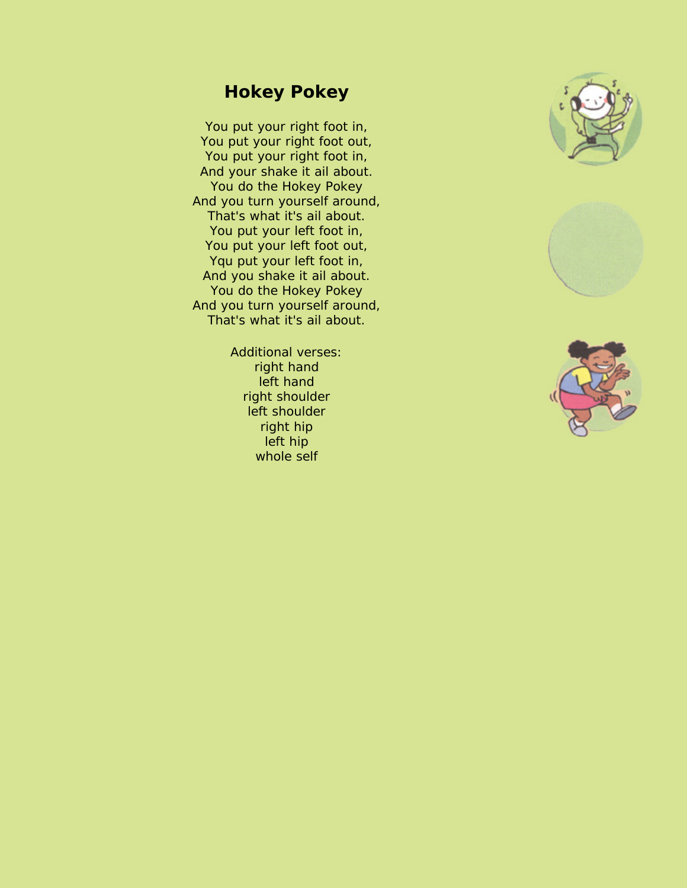## Hokey Pokey

You put your right foot in,
You put your right foot out,
You put your right foot in,
And your shake it ail about.
You do the Hokey Pokey
And you turn yourself around,
That's what it's ail about.
You put your left foot in,
You put your left foot out,
Yqu put your left foot in,
And you shake it ail about.
You do the Hokey Pokey
And you turn yourself around,
That's what it's ail about.

Additional verses:
right hand
left hand
right shoulder
left shoulder
right hip
left hip
whole self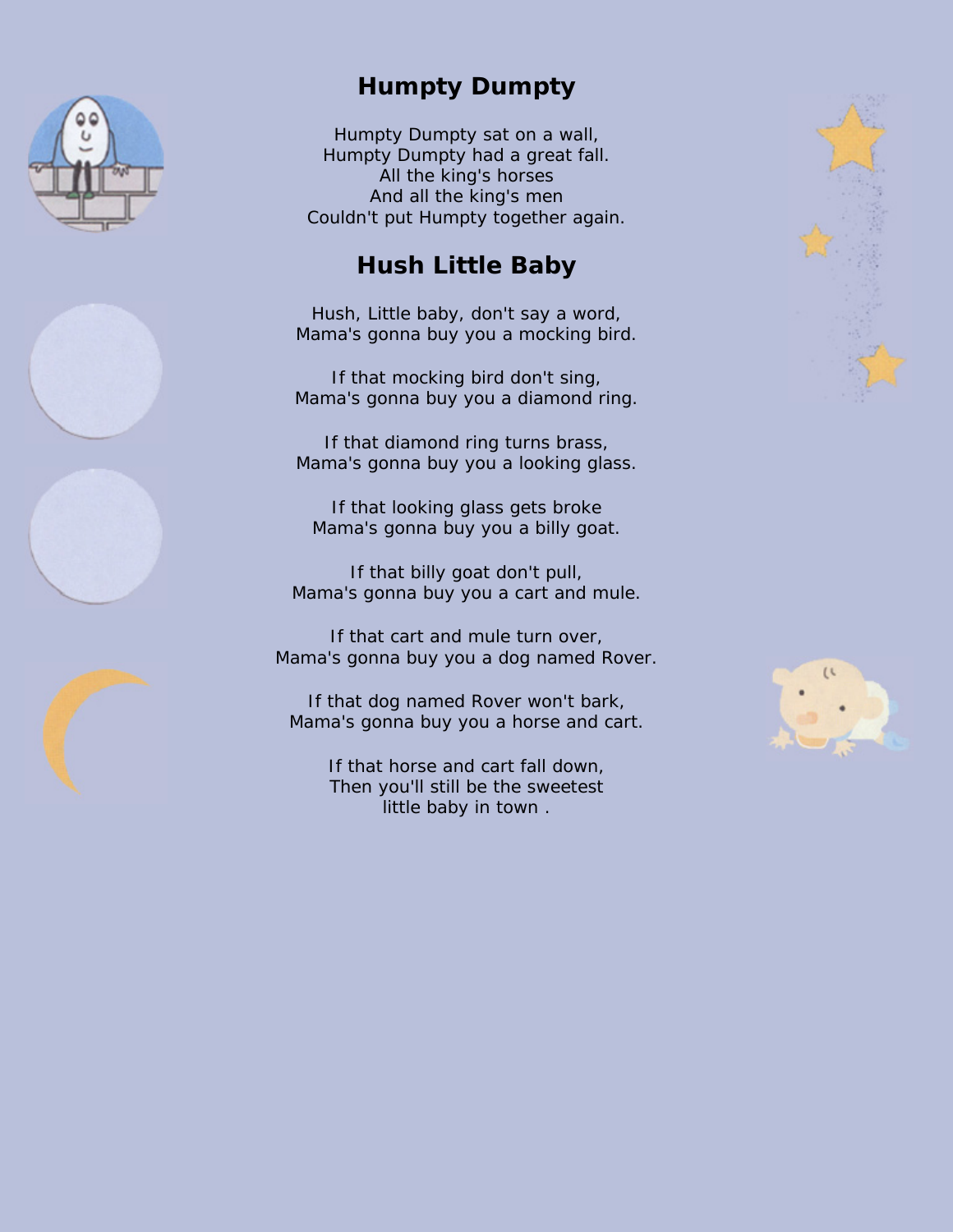## Humpty Dumpty

Humpty Dumpty sat on a wall,
Humpty Dumpty had a great fall.
All the king's horses
And all the king's men
Couldn't put Humpty together again.

## Hush Little Baby

Hush, Little baby, don't say a word,
Mama's gonna buy you a mocking bird.

If that mocking bird don't sing,
Mama's gonna buy you a diamond ring.

If that diamond ring turns brass,
Mama's gonna buy you a looking glass.

If that looking glass gets broke
Mama's gonna buy you a billy goat.

If that billy goat don't pull,
Mama's gonna buy you a cart and mule.

If that cart and mule turn over,
Mama's gonna buy you a dog named Rover.

If that dog named Rover won't bark,
Mama's gonna buy you a horse and cart.

If that horse and cart fall down,
Then you'll still be the sweetest
little baby in town .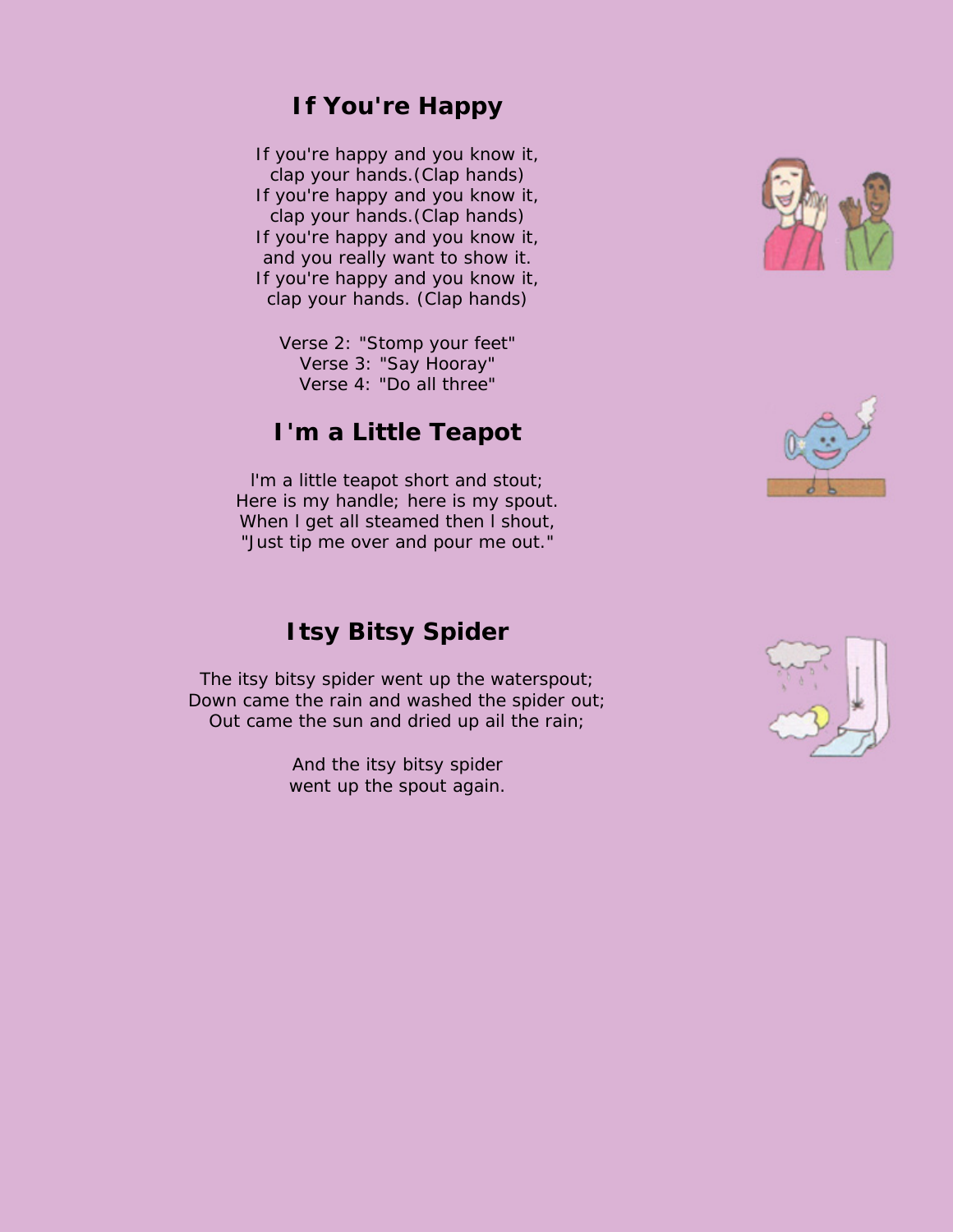## If You're Happy

If you're happy and you know it,
clap your hands.(Clap hands)
If you're happy and you know it,
clap your hands.(Clap hands)
If you're happy and you know it,
and you really want to show it.
If you're happy and you know it,
clap your hands. (Clap hands)

Verse 2: "Stomp your feet"
Verse 3: "Say Hooray"
Verse 4: "Do all three"

## I'm a Little Teapot

I'm a little teapot short and stout;
Here is my handle; here is my spout.
When I get all steamed then I shout,
"Just tip me over and pour me out."

## Itsy Bitsy Spider

The itsy bitsy spider went up the waterspout;
Down came the rain and washed the spider out;
Out came the sun and dried up ail the rain;

And the itsy bitsy spider
went up the spout again.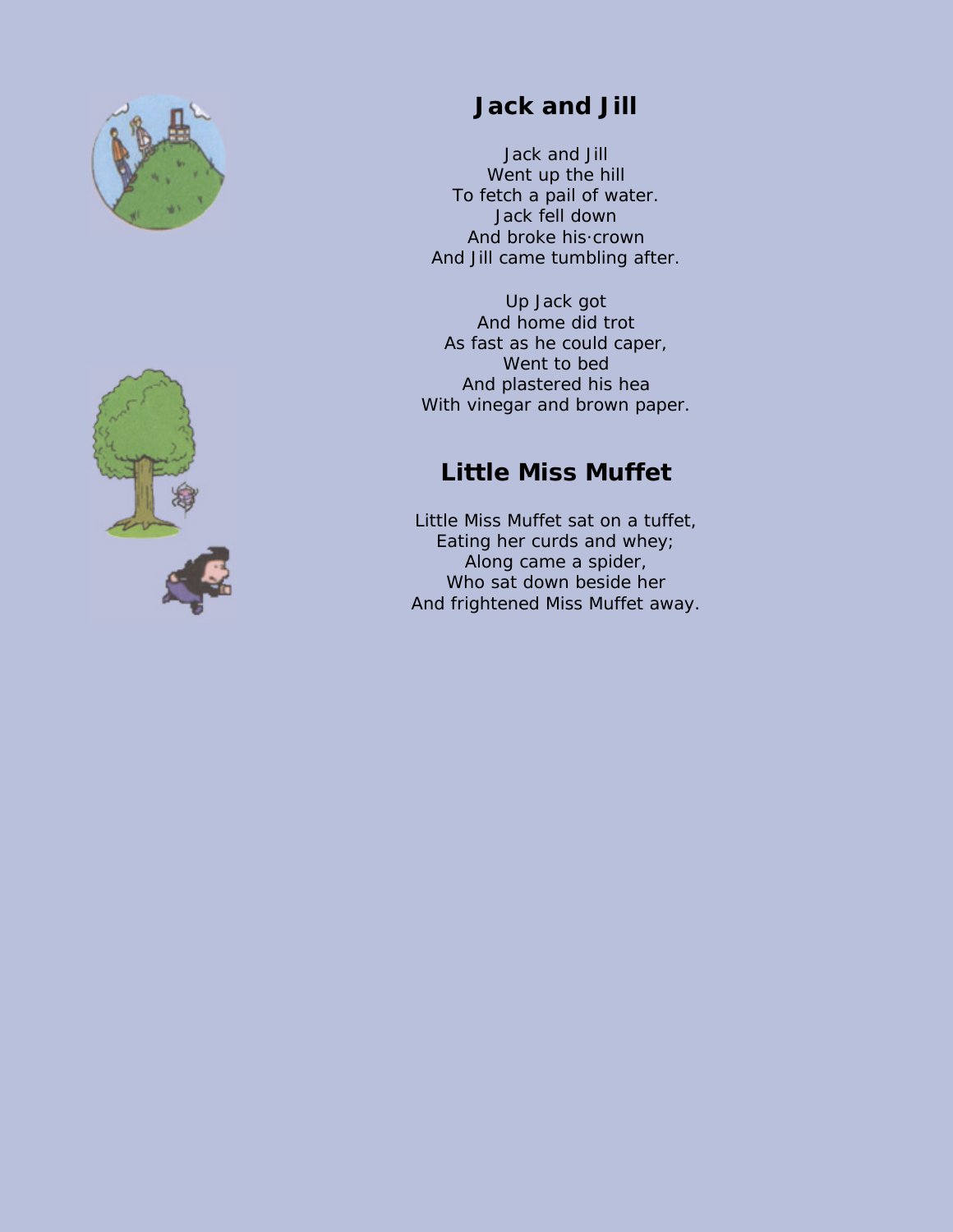## Jack and Jill

Jack and Jill  
Went up the hill  
To fetch a pail of water.  
Jack fell down  
And broke his·crown  
And Jill came tumbling after.

Up Jack got  
And home did trot  
As fast as he could caper,  
Went to bed  
And plastered his hea  
With vinegar and brown paper.

## Little Miss Muffet

Little Miss Muffet sat on a tuffet,  
Eating her curds and whey;  
Along came a spider,  
Who sat down beside her  
And frightened Miss Muffet away.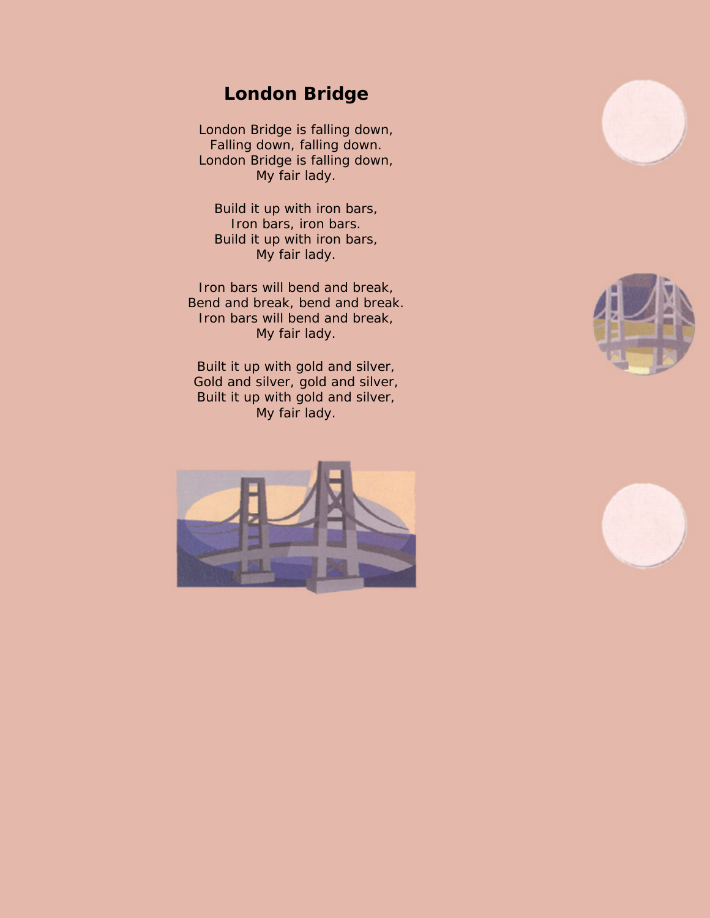# London Bridge

London Bridge is falling down,
Falling down, falling down.
London Bridge is falling down,
My fair lady.

Build it up with iron bars,
Iron bars, iron bars.
Build it up with iron bars,
My fair lady.

Iron bars will bend and break,
Bend and break, bend and break.
Iron bars will bend and break,
My fair lady.

Built it up with gold and silver,
Gold and silver, gold and silver,
Built it up with gold and silver,
My fair lady.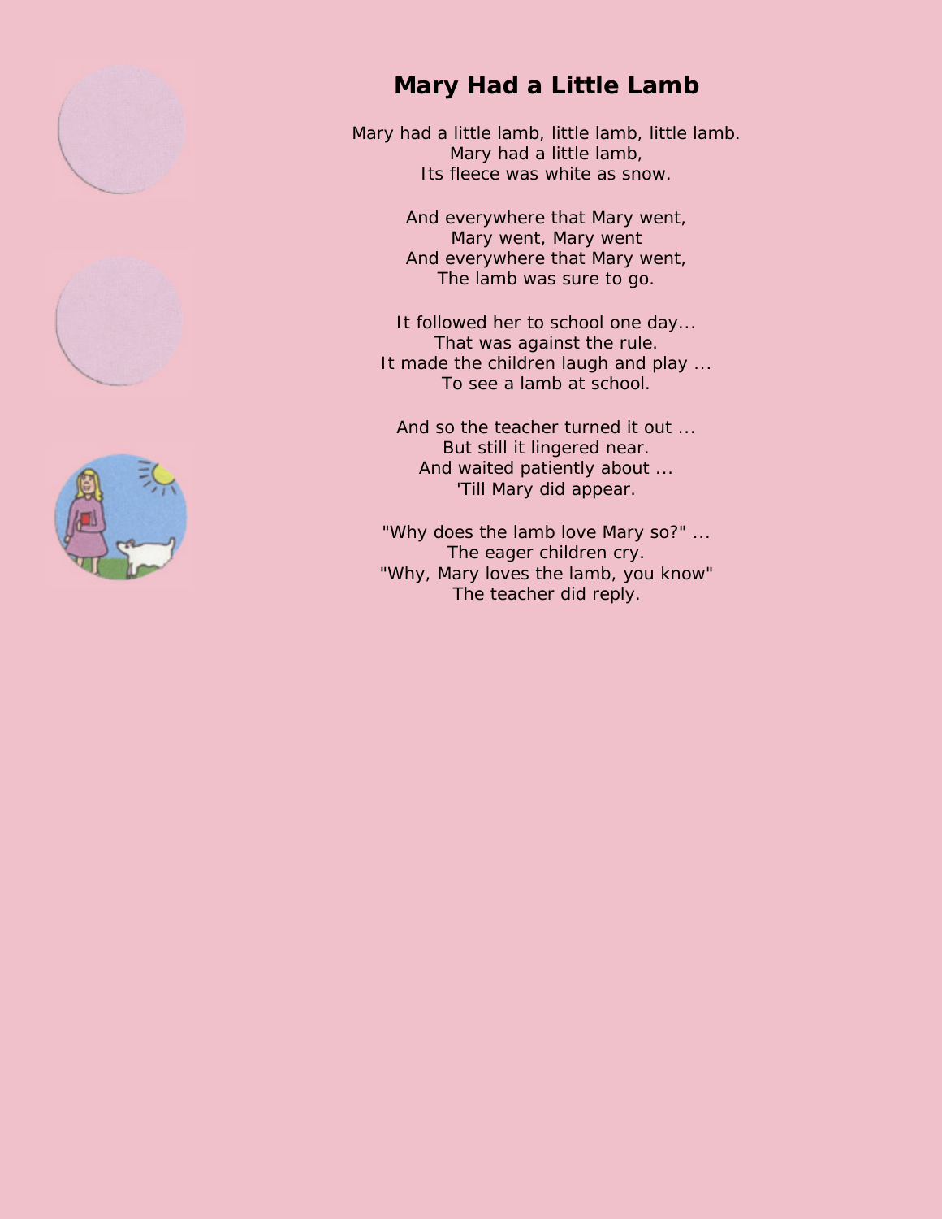# Mary Had a Little Lamb

Mary had a little lamb, little lamb, little lamb.
Mary had a little lamb,
Its fleece was white as snow.

And everywhere that Mary went,
Mary went, Mary went
And everywhere that Mary went,
The lamb was sure to go.

It followed her to school one day...
That was against the rule.
It made the children laugh and play ...
To see a lamb at school.

And so the teacher turned it out ...
But still it lingered near.
And waited patiently about ...
'Till Mary did appear.

"Why does the lamb love Mary so?" ...
The eager children cry.
"Why, Mary loves the lamb, you know"
The teacher did reply.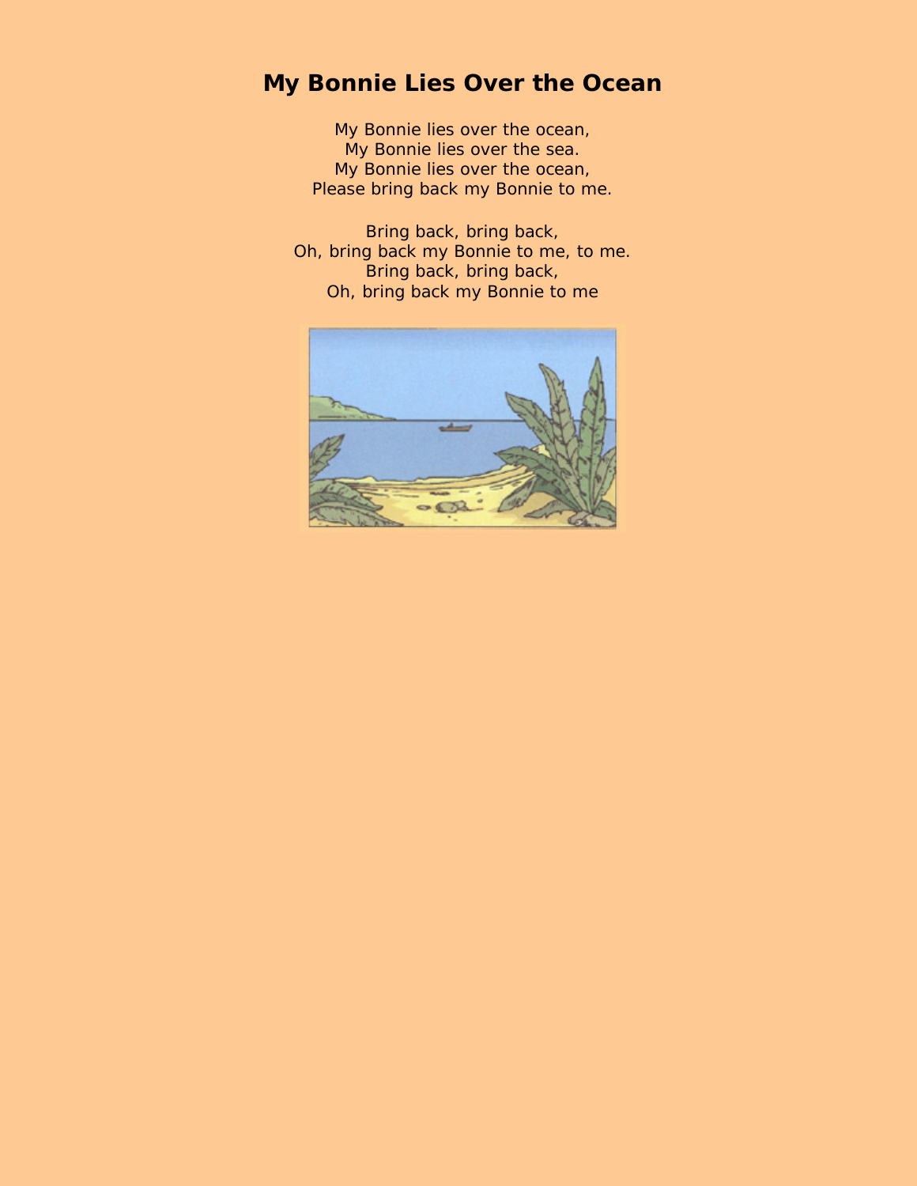# My Bonnie Lies Over the Ocean

My Bonnie lies over the ocean,
My Bonnie lies over the sea.
My Bonnie lies over the ocean,
Please bring back my Bonnie to me.

Bring back, bring back,
Oh, bring back my Bonnie to me, to me.
Bring back, bring back,
Oh, bring back my Bonnie to me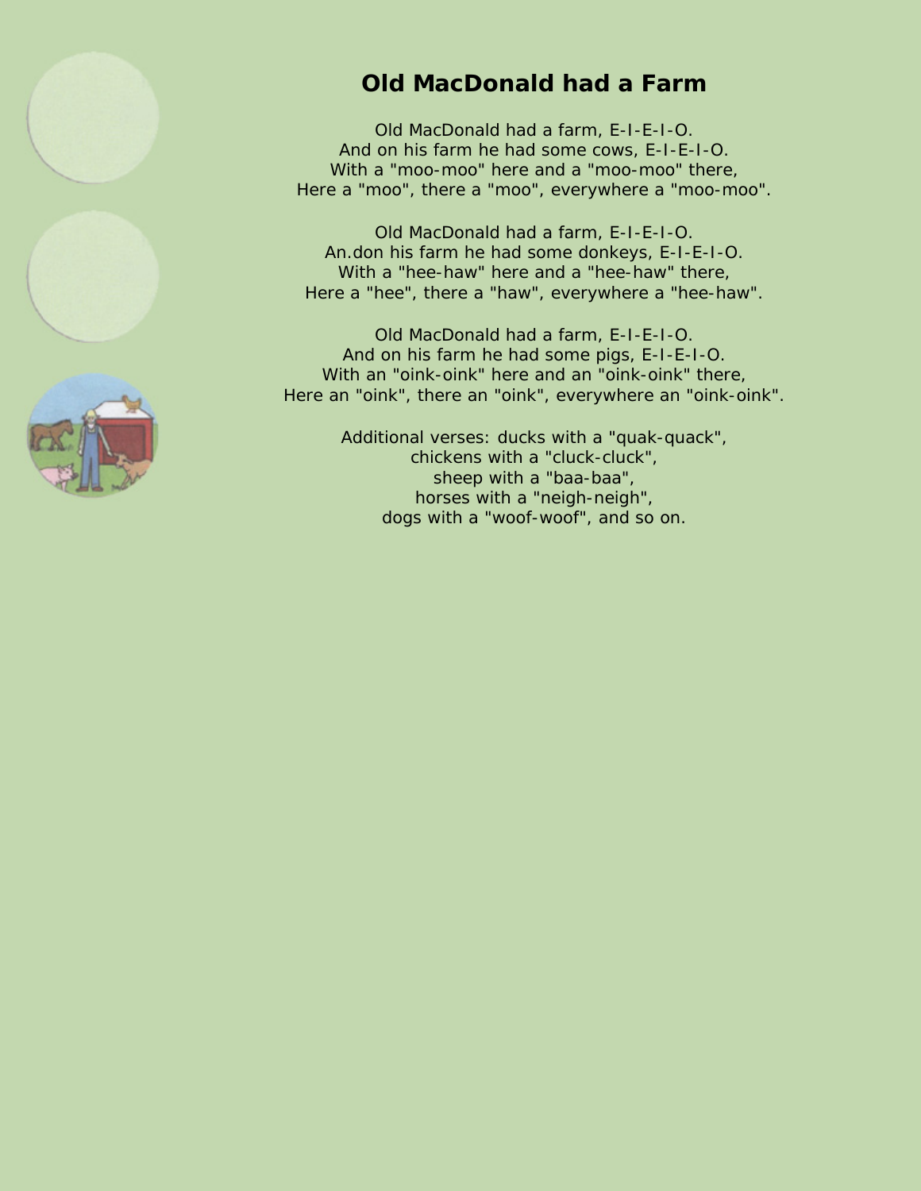# Old MacDonald had a Farm

Old MacDonald had a farm, E-I-E-I-O.
And on his farm he had some cows, E-I-E-I-O.
With a "moo-moo" here and a "moo-moo" there,
Here a "moo", there a "moo", everywhere a "moo-moo".

Old MacDonald had a farm, E-I-E-I-O.
An.don his farm he had some donkeys, E-I-E-I-O.
With a "hee-haw" here and a "hee-haw" there,
Here a "hee", there a "haw", everywhere a "hee-haw".

Old MacDonald had a farm, E-I-E-I-O.
And on his farm he had some pigs, E-I-E-I-O.
With an "oink-oink" here and an "oink-oink" there,
Here an "oink", there an "oink", everywhere an "oink-oink".

Additional verses: ducks with a "quak-quack",
chickens with a "cluck-cluck",
sheep with a "baa-baa",
horses with a "neigh-neigh",
dogs with a "woof-woof", and so on.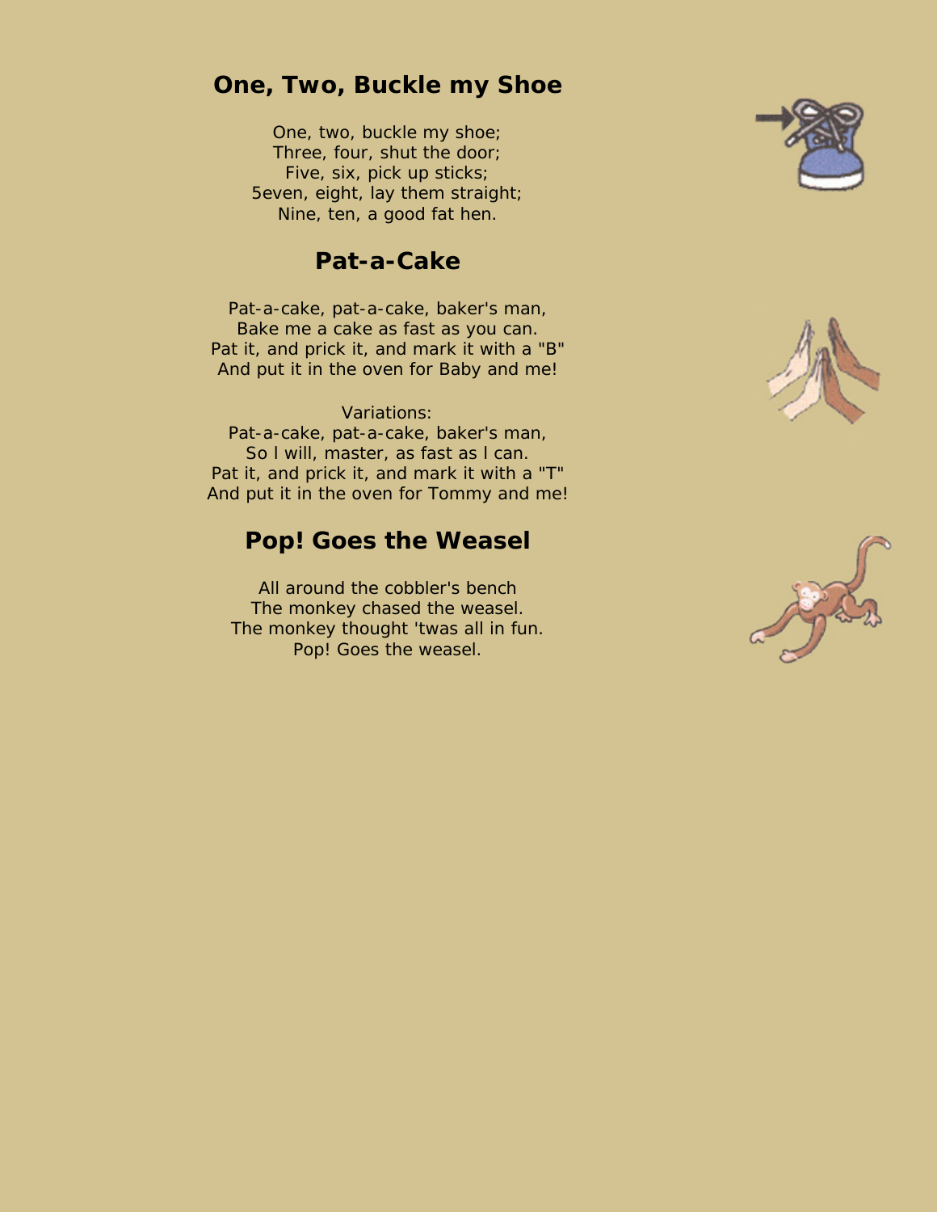## One, Two, Buckle my Shoe

One, two, buckle my shoe;
Three, four, shut the door;
Five, six, pick up sticks;
5even, eight, lay them straight;
Nine, ten, a good fat hen.

## Pat-a-Cake

Pat-a-cake, pat-a-cake, baker's man,
Bake me a cake as fast as you can.
Pat it, and prick it, and mark it with a "B"
And put it in the oven for Baby and me!

Variations:
Pat-a-cake, pat-a-cake, baker's man,
So I will, master, as fast as I can.
Pat it, and prick it, and mark it with a "T"
And put it in the oven for Tommy and me!

## Pop! Goes the Weasel

All around the cobbler's bench
The monkey chased the weasel.
The monkey thought 'twas all in fun.
Pop! Goes the weasel.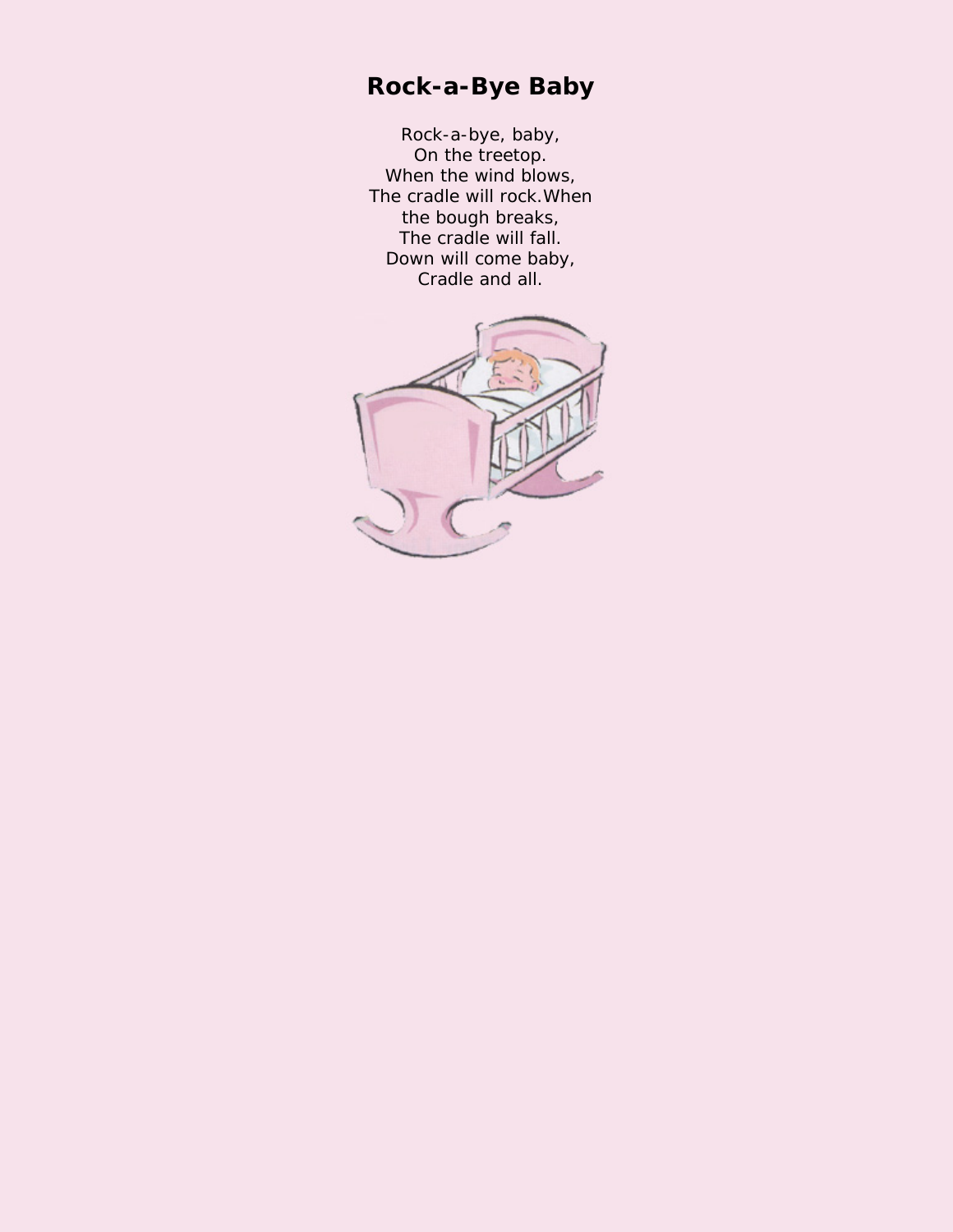# Rock-a-Bye Baby

Rock-a-bye, baby,  
On the treetop.  
When the wind blows,  
The cradle will rock.When  
the bough breaks,  
The cradle will fall.  
Down will come baby,  
Cradle and all.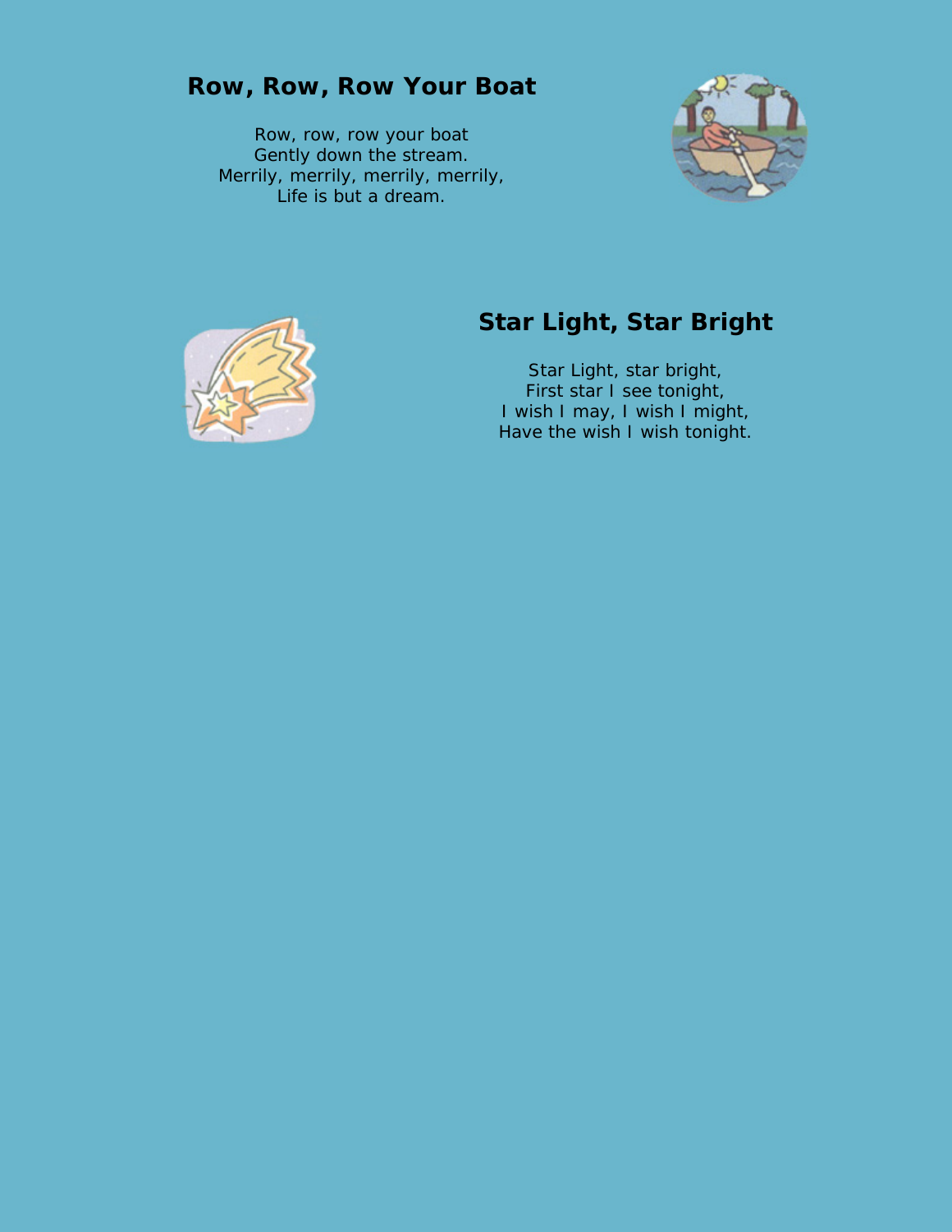## Row, Row, Row Your Boat

Row, row, row your boat  
Gently down the stream.  
Merrily, merrily, merrily, merrily,  
Life is but a dream.

## Star Light, Star Bright

Star Light, star bright,  
First star I see tonight,  
I wish I may, I wish I might,  
Have the wish I wish tonight.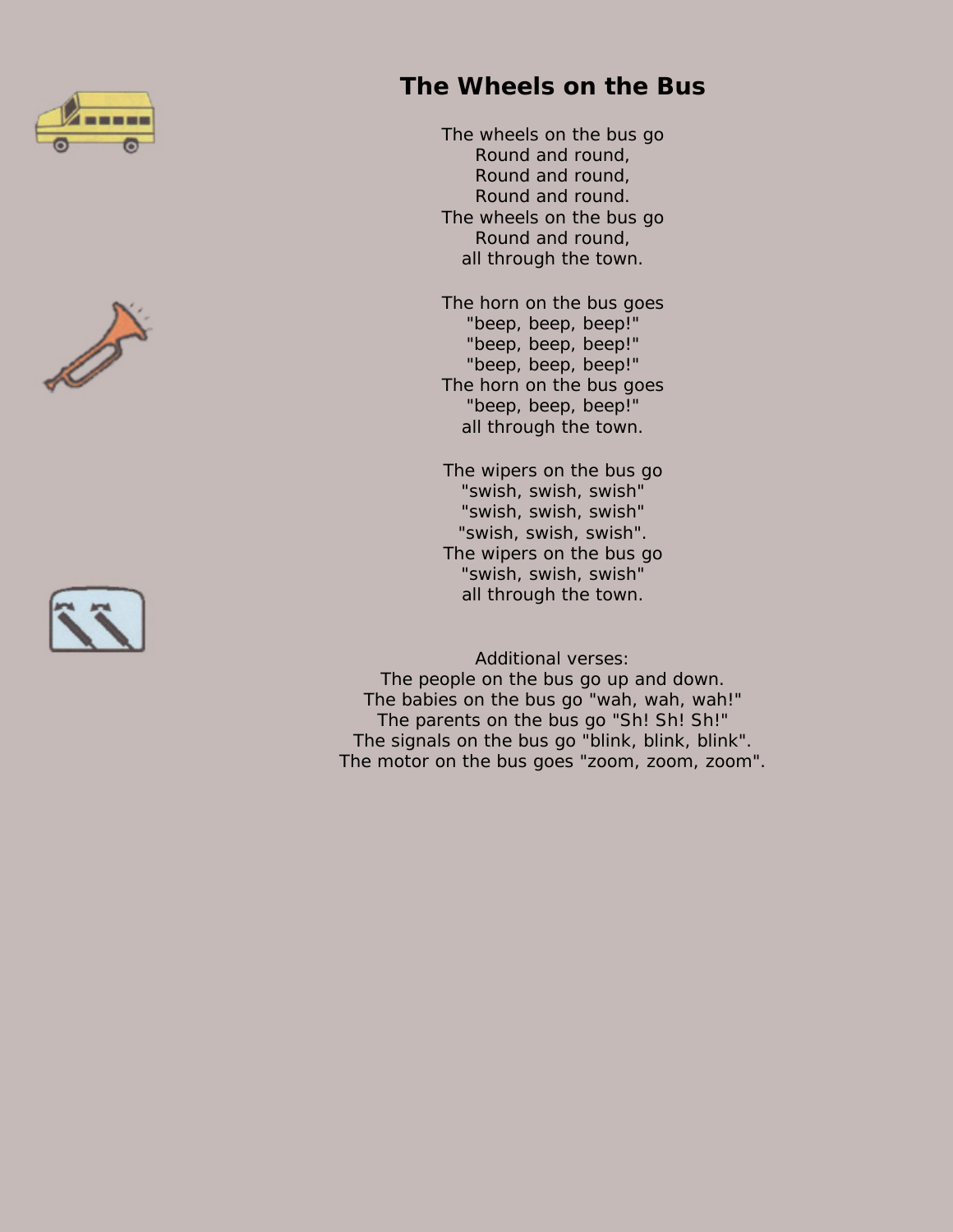# The Wheels on the Bus

The wheels on the bus go
Round and round,
Round and round,
Round and round.
The wheels on the bus go
Round and round,
all through the town.

The horn on the bus goes
"beep, beep, beep!"
"beep, beep, beep!"
"beep, beep, beep!"
The horn on the bus goes
"beep, beep, beep!"
all through the town.

The wipers on the bus go
"swish, swish, swish"
"swish, swish, swish"
"swish, swish, swish".
The wipers on the bus go
"swish, swish, swish"
all through the town.

Additional verses:
The people on the bus go up and down.
The babies on the bus go "wah, wah, wah!"
The parents on the bus go "Sh! Sh! Sh!"
The signals on the bus go "blink, blink, blink".
The motor on the bus goes "zoom, zoom, zoom".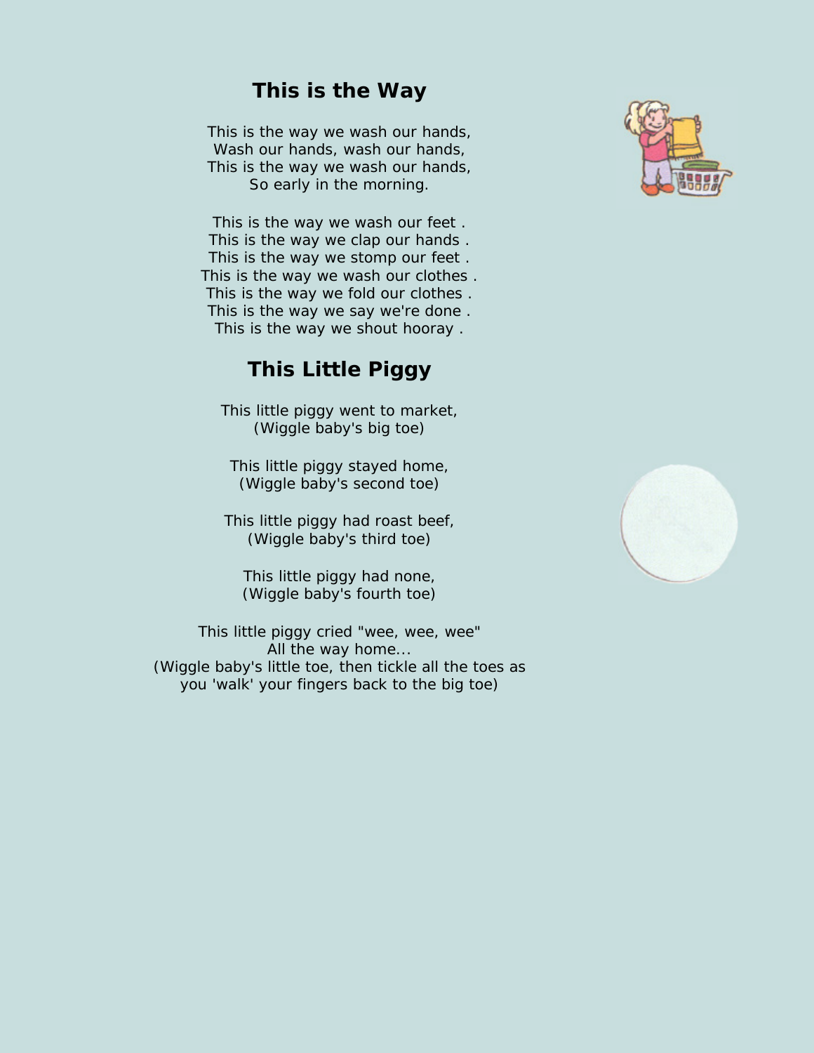## This is the Way

This is the way we wash our hands,
Wash our hands, wash our hands,
This is the way we wash our hands,
So early in the morning.

This is the way we wash our feet .
This is the way we clap our hands .
This is the way we stomp our feet .
This is the way we wash our clothes .
This is the way we fold our clothes .
This is the way we say we're done .
This is the way we shout hooray .

## This Little Piggy

This little piggy went to market,
(Wiggle baby's big toe)

This little piggy stayed home,
(Wiggle baby's second toe)

This little piggy had roast beef,
(Wiggle baby's third toe)

This little piggy had none,
(Wiggle baby's fourth toe)

This little piggy cried "wee, wee, wee"
All the way home...
(Wiggle baby's little toe, then tickle all the toes as you 'walk' your fingers back to the big toe)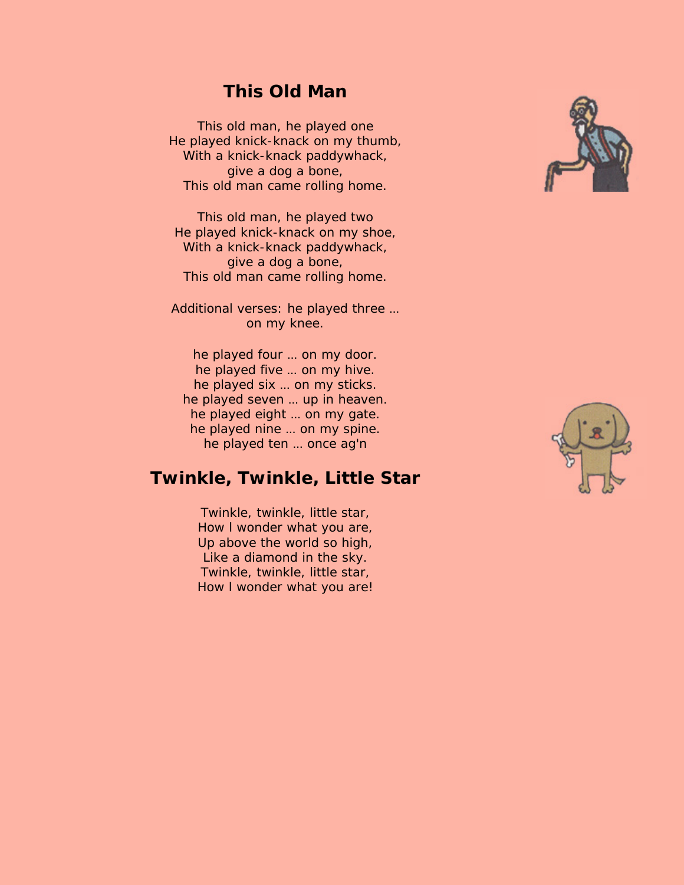## This Old Man

This old man, he played one
He played knick-knack on my thumb,
With a knick-knack paddywhack,
give a dog a bone,
This old man came rolling home.

This old man, he played two
He played knick-knack on my shoe,
With a knick-knack paddywhack,
give a dog a bone,
This old man came rolling home.

Additional verses: he played three … on my knee.

he played four … on my door.
he played five … on my hive.
he played six … on my sticks.
he played seven … up in heaven.
he played eight … on my gate.
he played nine … on my spine.
he played ten … once ag'n

## Twinkle, Twinkle, Little Star

Twinkle, twinkle, little star,
How I wonder what you are,
Up above the world so high,
Like a diamond in the sky.
Twinkle, twinkle, little star,
How I wonder what you are!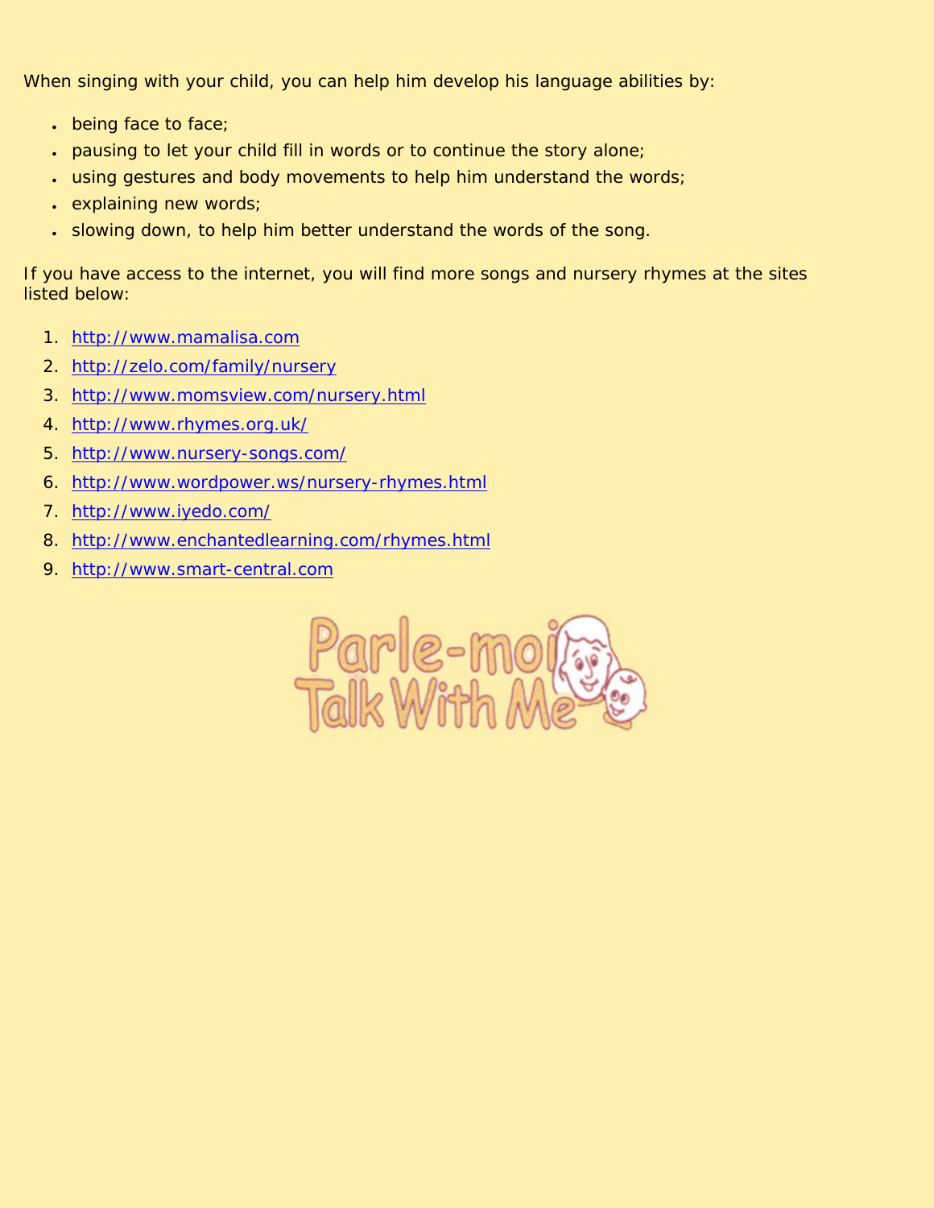When singing with your child, you can help him develop his language abilities by:

- being face to face;
- pausing to let your child fill in words or to continue the story alone;
- using gestures and body movements to help him understand the words;
- explaining new words;
- slowing down, to help him better understand the words of the song.

If you have access to the internet, you will find more songs and nursery rhymes at the sites listed below:

1. http://www.mamalisa.com
2. http://zelo.com/family/nursery
3. http://www.momsview.com/nursery.html
4. http://www.rhymes.org.uk/
5. http://www.nursery-songs.com/
6. http://www.wordpower.ws/nursery-rhymes.html
7. http://www.iyedo.com/
8. http://www.enchantedlearning.com/rhymes.html
9. http://www.smart-central.com

Parle-moi
Talk With Me